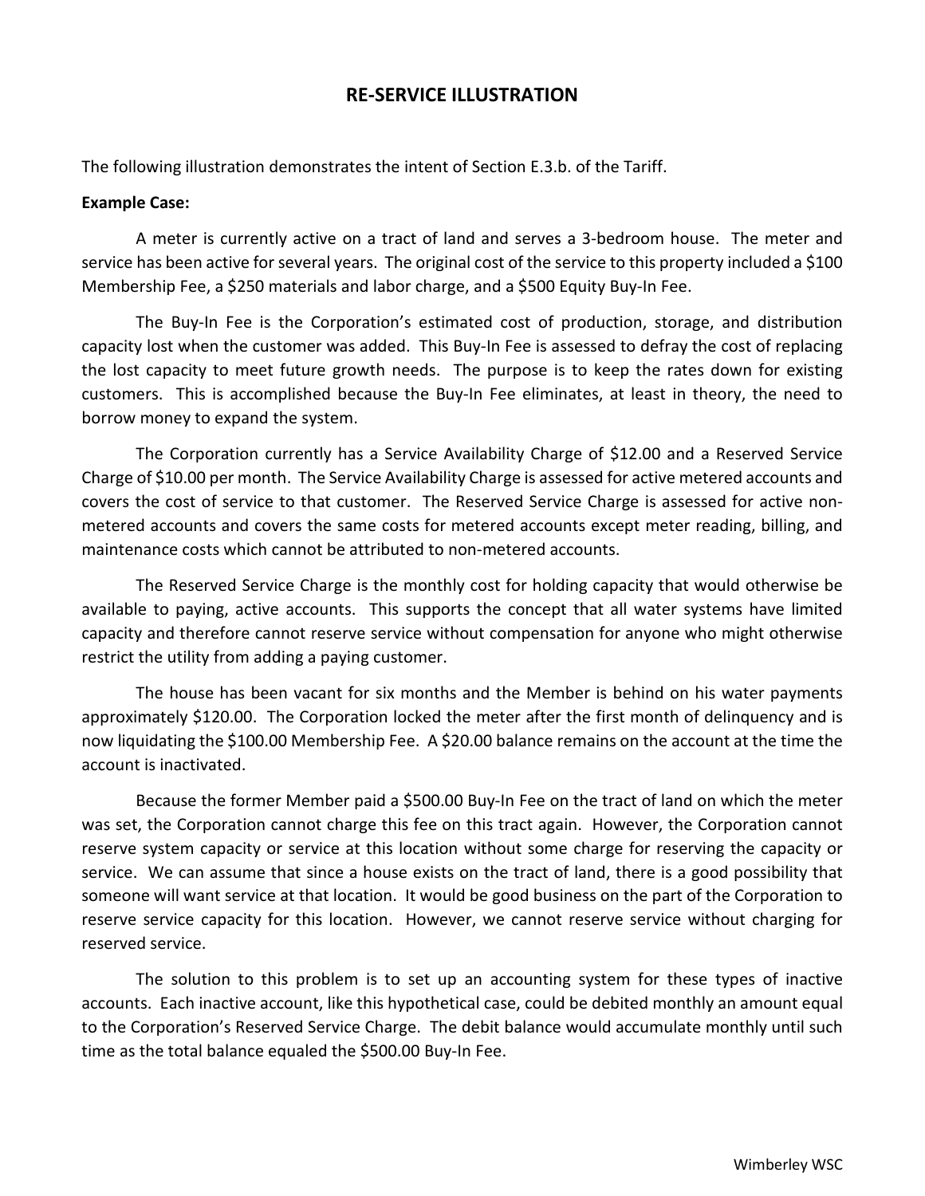# RE-SERVICE ILLUSTRATION

The following illustration demonstrates the intent of Section E.3.b. of the Tariff.

**Example Case:**

A meter is currently active on a tract of land and serves a 3-bedroom house. The meter and service has been active for several years. The original cost of the service to this property included a $100 Membership Fee, a $250 materials and labor charge, and a $500 Equity Buy-In Fee.

The Buy-In Fee is the Corporation's estimated cost of production, storage, and distribution capacity lost when the customer was added. This Buy-In Fee is assessed to defray the cost of replacing the lost capacity to meet future growth needs. The purpose is to keep the rates down for existing customers. This is accomplished because the Buy-In Fee eliminates, at least in theory, the need to borrow money to expand the system.

The Corporation currently has a Service Availability Charge of $12.00 and a Reserved Service Charge of $10.00 per month. The Service Availability Charge is assessed for active metered accounts and covers the cost of service to that customer. The Reserved Service Charge is assessed for active non-metered accounts and covers the same costs for metered accounts except meter reading, billing, and maintenance costs which cannot be attributed to non-metered accounts.

The Reserved Service Charge is the monthly cost for holding capacity that would otherwise be available to paying, active accounts. This supports the concept that all water systems have limited capacity and therefore cannot reserve service without compensation for anyone who might otherwise restrict the utility from adding a paying customer.

The house has been vacant for six months and the Member is behind on his water payments approximately $120.00. The Corporation locked the meter after the first month of delinquency and is now liquidating the $100.00 Membership Fee. A $20.00 balance remains on the account at the time the account is inactivated.

Because the former Member paid a $500.00 Buy-In Fee on the tract of land on which the meter was set, the Corporation cannot charge this fee on this tract again. However, the Corporation cannot reserve system capacity or service at this location without some charge for reserving the capacity or service. We can assume that since a house exists on the tract of land, there is a good possibility that someone will want service at that location. It would be good business on the part of the Corporation to reserve service capacity for this location. However, we cannot reserve service without charging for reserved service.

The solution to this problem is to set up an accounting system for these types of inactive accounts. Each inactive account, like this hypothetical case, could be debited monthly an amount equal to the Corporation's Reserved Service Charge. The debit balance would accumulate monthly until such time as the total balance equaled the $500.00 Buy-In Fee.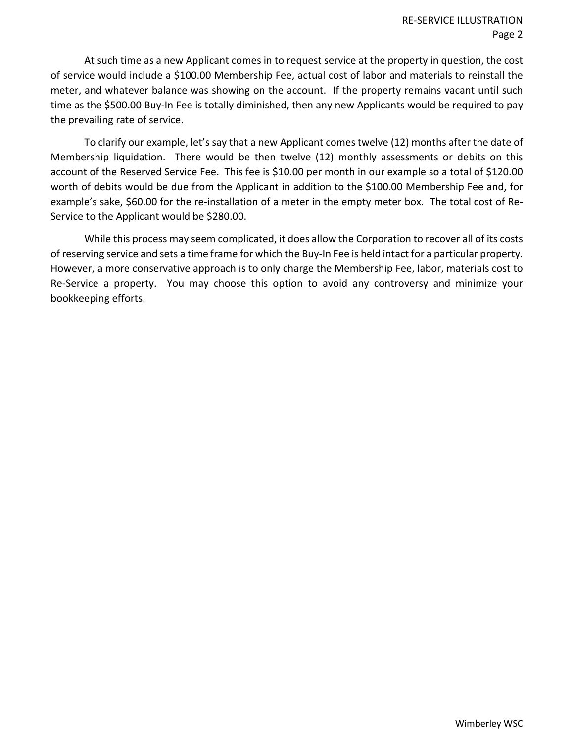At such time as a new Applicant comes in to request service at the property in question, the cost of service would include a $100.00 Membership Fee, actual cost of labor and materials to reinstall the meter, and whatever balance was showing on the account. If the property remains vacant until such time as the $500.00 Buy-In Fee is totally diminished, then any new Applicants would be required to pay the prevailing rate of service.

To clarify our example, let's say that a new Applicant comes twelve (12) months after the date of Membership liquidation. There would be then twelve (12) monthly assessments or debits on this account of the Reserved Service Fee. This fee is $10.00 per month in our example so a total of $120.00 worth of debits would be due from the Applicant in addition to the $100.00 Membership Fee and, for example's sake, $60.00 for the re-installation of a meter in the empty meter box. The total cost of Re-Service to the Applicant would be $280.00.

While this process may seem complicated, it does allow the Corporation to recover all of its costs of reserving service and sets a time frame for which the Buy-In Fee is held intact for a particular property. However, a more conservative approach is to only charge the Membership Fee, labor, materials cost to Re-Service a property. You may choose this option to avoid any controversy and minimize your bookkeeping efforts.